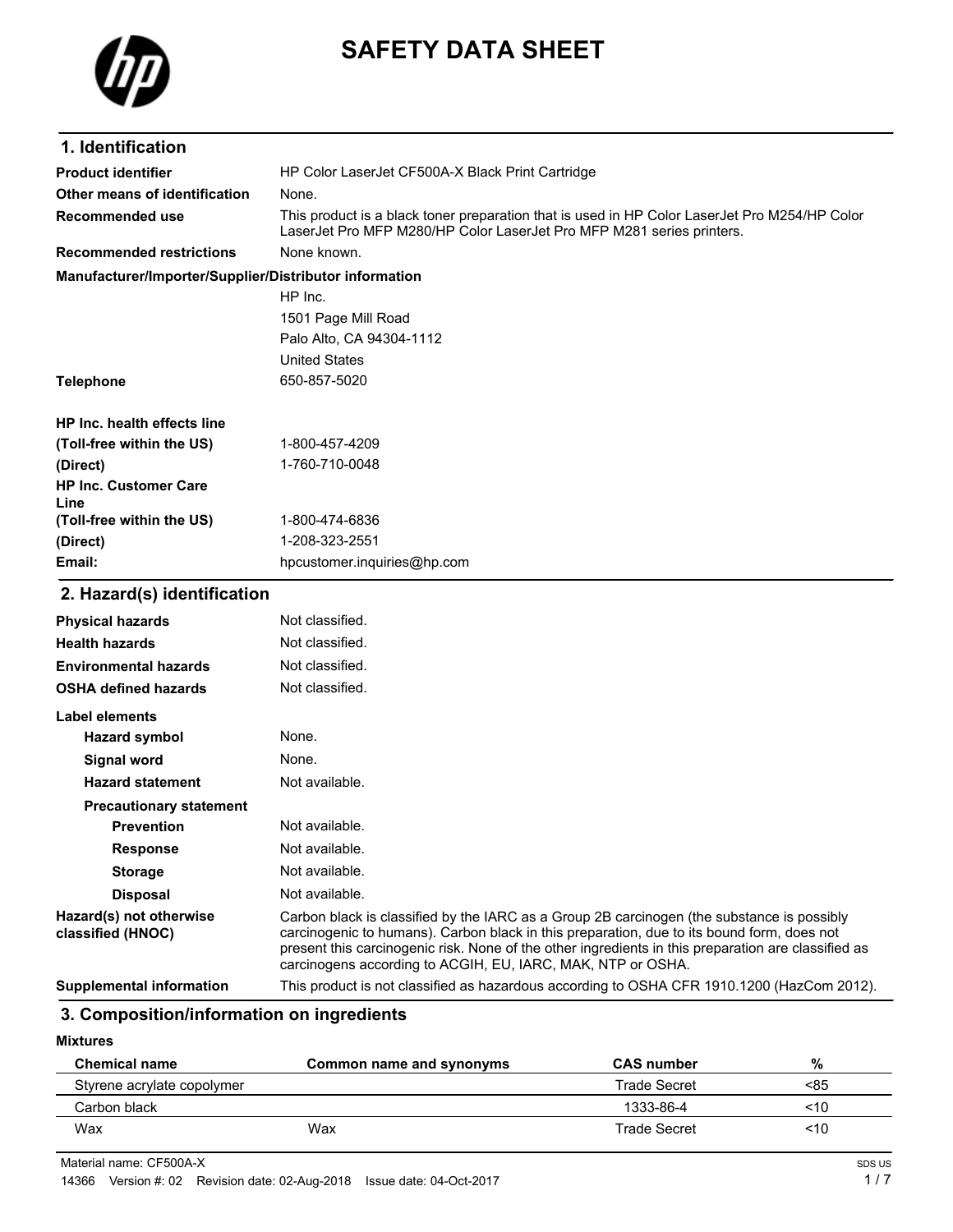# SAFETY DATA SHEET

## 1. Identification

| | |
|---|---|
| **Product identifier** | HP Color LaserJet CF500A-X Black Print Cartridge |
| **Other means of identification** | None. |
| **Recommended use** | This product is a black toner preparation that is used in HP Color LaserJet Pro M254/HP Color LaserJet Pro MFP M280/HP Color LaserJet Pro MFP M281 series printers. |
| **Recommended restrictions** | None known. |

**Manufacturer/Importer/Supplier/Distributor information**

HP Inc.
1501 Page Mill Road
Palo Alto, CA 94304-1112
United States

| | |
|---|---|
| **Telephone** | 650-857-5020 |
| **HP Inc. health effects line** | |
| **(Toll-free within the US)** | 1-800-457-4209 |
| **(Direct)** | 1-760-710-0048 |
| **HP Inc. Customer Care Line** | |
| **(Toll-free within the US)** | 1-800-474-6836 |
| **(Direct)** | 1-208-323-2551 |
| **Email:** | hpcustomer.inquiries@hp.com |

## 2. Hazard(s) identification

| | |
|---|---|
| **Physical hazards** | Not classified. |
| **Health hazards** | Not classified. |
| **Environmental hazards** | Not classified. |
| **OSHA defined hazards** | Not classified. |

**Label elements**

| | |
|---|---|
| **Hazard symbol** | None. |
| **Signal word** | None. |
| **Hazard statement** | Not available. |
| **Precautionary statement** | |
| **Prevention** | Not available. |
| **Response** | Not available. |
| **Storage** | Not available. |
| **Disposal** | Not available. |
| **Hazard(s) not otherwise classified (HNOC)** | Carbon black is classified by the IARC as a Group 2B carcinogen (the substance is possibly carcinogenic to humans). Carbon black in this preparation, due to its bound form, does not present this carcinogenic risk. None of the other ingredients in this preparation are classified as carcinogens according to ACGIH, EU, IARC, MAK, NTP or OSHA. |
| **Supplemental information** | This product is not classified as hazardous according to OSHA CFR 1910.1200 (HazCom 2012). |

## 3. Composition/information on ingredients

**Mixtures**

| Chemical name | Common name and synonyms | CAS number | % |
|---|---|---|---|
| Styrene acrylate copolymer | | Trade Secret | <85 |
| Carbon black | | 1333-86-4 | <10 |
| Wax | Wax | Trade Secret | <10 |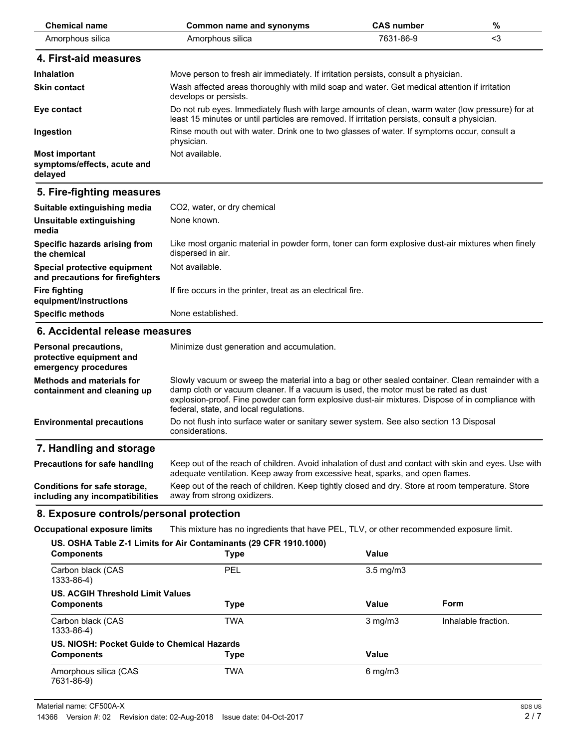| Chemical name | Common name and synonyms | CAS number | % |
|---|---|---|---|
| Amorphous silica | Amorphous silica | 7631-86-9 | <3 |

## 4. First-aid measures

| | |
|---|---|
| **Inhalation** | Move person to fresh air immediately. If irritation persists, consult a physician. |
| **Skin contact** | Wash affected areas thoroughly with mild soap and water. Get medical attention if irritation develops or persists. |
| **Eye contact** | Do not rub eyes. Immediately flush with large amounts of clean, warm water (low pressure) for at least 15 minutes or until particles are removed. If irritation persists, consult a physician. |
| **Ingestion** | Rinse mouth out with water. Drink one to two glasses of water. If symptoms occur, consult a physician. |
| **Most important symptoms/effects, acute and delayed** | Not available. |

## 5. Fire-fighting measures

| | |
|---|---|
| **Suitable extinguishing media** | $CO_2$, water, or dry chemical |
| **Unsuitable extinguishing media** | None known. |
| **Specific hazards arising from the chemical** | Like most organic material in powder form, toner can form explosive dust-air mixtures when finely dispersed in air. |
| **Special protective equipment and precautions for firefighters** | Not available. |
| **Fire fighting equipment/instructions** | If fire occurs in the printer, treat as an electrical fire. |
| **Specific methods** | None established. |

## 6. Accidental release measures

| | |
|---|---|
| **Personal precautions, protective equipment and emergency procedures** | Minimize dust generation and accumulation. |
| **Methods and materials for containment and cleaning up** | Slowly vacuum or sweep the material into a bag or other sealed container. Clean remainder with a damp cloth or vacuum cleaner. If a vacuum is used, the motor must be rated as dust explosion-proof. Fine powder can form explosive dust-air mixtures. Dispose of in compliance with federal, state, and local regulations. |
| **Environmental precautions** | Do not flush into surface water or sanitary sewer system. See also section 13 Disposal considerations. |

## 7. Handling and storage

| | |
|---|---|
| **Precautions for safe handling** | Keep out of the reach of children. Avoid inhalation of dust and contact with skin and eyes. Use with adequate ventilation. Keep away from excessive heat, sparks, and open flames. |
| **Conditions for safe storage, including any incompatibilities** | Keep out of the reach of children. Keep tightly closed and dry. Store at room temperature. Store away from strong oxidizers. |

## 8. Exposure controls/personal protection

**Occupational exposure limits** This mixture has no ingredients that have PEL, TLV, or other recommended exposure limit.

**US. OSHA Table Z-1 Limits for Air Contaminants (29 CFR 1910.1000)**

| Components | Type | Value |
|---|---|---|
| Carbon black (CAS 1333-86-4) | PEL | 3.5 mg/m3 |

**US. ACGIH Threshold Limit Values**

| Components | Type | Value | Form |
|---|---|---|---|
| Carbon black (CAS 1333-86-4) | TWA | 3 mg/m3 | Inhalable fraction. |

**US. NIOSH: Pocket Guide to Chemical Hazards**

| Components | Type | Value |
|---|---|---|
| Amorphous silica (CAS 7631-86-9) | TWA | 6 mg/m3 |

Material name: CF500A-X

14366 Version #: 02 Revision date: 02-Aug-2018 Issue date: 04-Oct-2017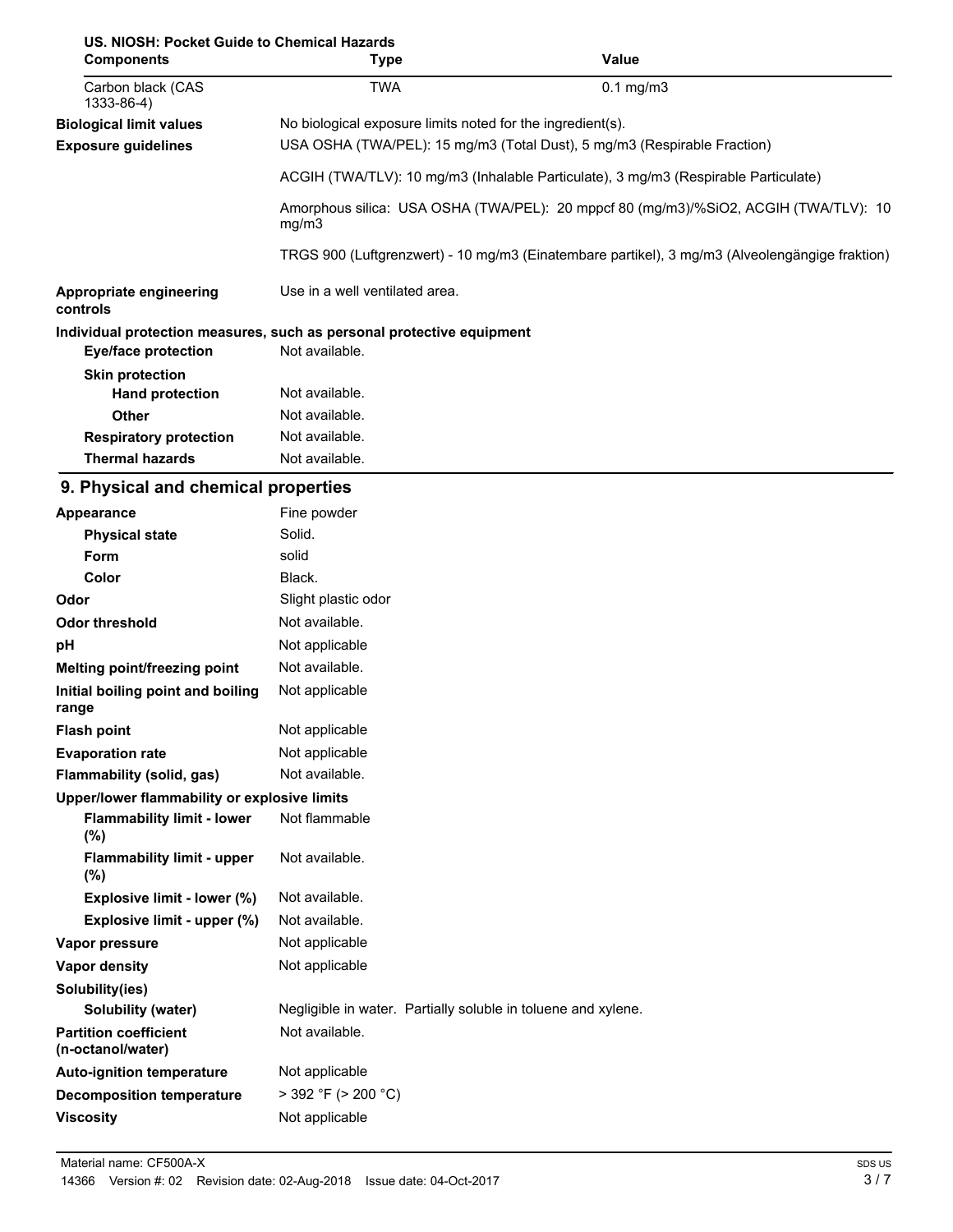**US. NIOSH: Pocket Guide to Chemical Hazards**

| Components | Type | Value |
|---|---|---|
| Carbon black (CAS 1333-86-4) | TWA | 0.1 mg/m3 |

| | |
|---|---|
| **Biological limit values** | No biological exposure limits noted for the ingredient(s). |
| **Exposure guidelines** | USA OSHA (TWA/PEL): 15 mg/m3 (Total Dust), 5 mg/m3 (Respirable Fraction) |
| | ACGIH (TWA/TLV): 10 mg/m3 (Inhalable Particulate), 3 mg/m3 (Respirable Particulate) |
| | Amorphous silica: USA OSHA (TWA/PEL): 20 mppcf 80 (mg/m3)/%SiO2, ACGIH (TWA/TLV): 10 mg/m3 |
| | TRGS 900 (Luftgrenzwert) - 10 mg/m3 (Einatembare partikel), 3 mg/m3 (Alveolengängige fraktion) |
| **Appropriate engineering controls** | Use in a well ventilated area. |

**Individual protection measures, such as personal protective equipment**

| | |
|---|---|
| **Eye/face protection** | Not available. |
| **Skin protection** | |
| **Hand protection** | Not available. |
| **Other** | Not available. |
| **Respiratory protection** | Not available. |
| **Thermal hazards** | Not available. |

## 9. Physical and chemical properties

| | |
|---|---|
| **Appearance** | Fine powder |
| **Physical state** | Solid. |
| **Form** | solid |
| **Color** | Black. |
| **Odor** | Slight plastic odor |
| **Odor threshold** | Not available. |
| **pH** | Not applicable |
| **Melting point/freezing point** | Not available. |
| **Initial boiling point and boiling range** | Not applicable |
| **Flash point** | Not applicable |
| **Evaporation rate** | Not applicable |
| **Flammability (solid, gas)** | Not available. |
| **Upper/lower flammability or explosive limits** | |
| **Flammability limit - lower (%)** | Not flammable |
| **Flammability limit - upper (%)** | Not available. |
| **Explosive limit - lower (%)** | Not available. |
| **Explosive limit - upper (%)** | Not available. |
| **Vapor pressure** | Not applicable |
| **Vapor density** | Not applicable |
| **Solubility(ies)** | |
| **Solubility (water)** | Negligible in water. Partially soluble in toluene and xylene. |
| **Partition coefficient (n-octanol/water)** | Not available. |
| **Auto-ignition temperature** | Not applicable |
| **Decomposition temperature** | > 392 °F (> 200 °C) |
| **Viscosity** | Not applicable |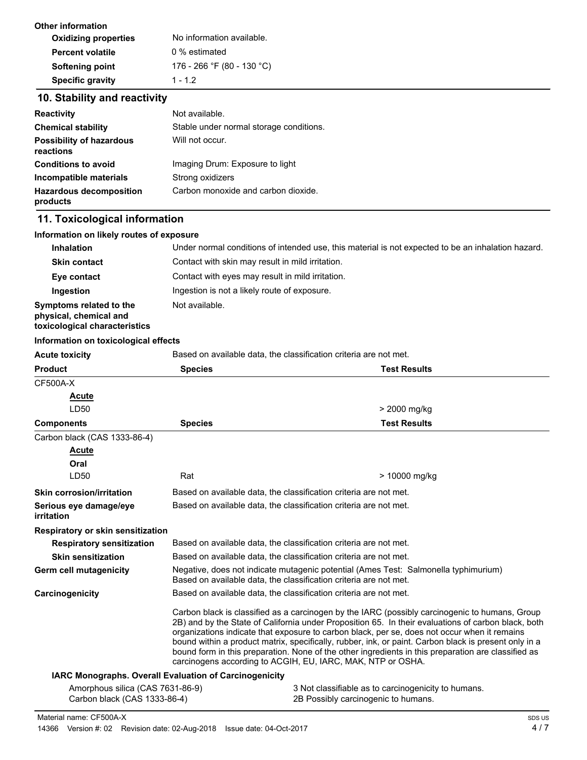**Other information**

| | |
|---|---|
| **Oxidizing properties** | No information available. |
| **Percent volatile** | 0 % estimated |
| **Softening point** | 176 - 266 °F (80 - 130 °C) |
| **Specific gravity** | 1 - 1.2 |

## 10. Stability and reactivity

| | |
|---|---|
| **Reactivity** | Not available. |
| **Chemical stability** | Stable under normal storage conditions. |
| **Possibility of hazardous reactions** | Will not occur. |
| **Conditions to avoid** | Imaging Drum: Exposure to light |
| **Incompatible materials** | Strong oxidizers |
| **Hazardous decomposition products** | Carbon monoxide and carbon dioxide. |

## 11. Toxicological information

**Information on likely routes of exposure**

| | |
|---|---|
| **Inhalation** | Under normal conditions of intended use, this material is not expected to be an inhalation hazard. |
| **Skin contact** | Contact with skin may result in mild irritation. |
| **Eye contact** | Contact with eyes may result in mild irritation. |
| **Ingestion** | Ingestion is not a likely route of exposure. |
| **Symptoms related to the physical, chemical and toxicological characteristics** | Not available. |

**Information on toxicological effects**

**Acute toxicity** Based on available data, the classification criteria are not met.

| Product | Species | Test Results |
|---|---|---|
| CF500A-X | | |
| **Acute** | | |
| LD50 | | > 2000 mg/kg |

| Components | Species | Test Results |
|---|---|---|
| Carbon black (CAS 1333-86-4) | | |
| **Acute** | | |
| **Oral** | | |
| LD50 | Rat | > 10000 mg/kg |

| | |
|---|---|
| **Skin corrosion/irritation** | Based on available data, the classification criteria are not met. |
| **Serious eye damage/eye irritation** | Based on available data, the classification criteria are not met. |

**Respiratory or skin sensitization**

| | |
|---|---|
| **Respiratory sensitization** | Based on available data, the classification criteria are not met. |
| **Skin sensitization** | Based on available data, the classification criteria are not met. |
| **Germ cell mutagenicity** | Negative, does not indicate mutagenic potential (Ames Test: Salmonella typhimurium) Based on available data, the classification criteria are not met. |
| **Carcinogenicity** | Based on available data, the classification criteria are not met. |

Carbon black is classified as a carcinogen by the IARC (possibly carcinogenic to humans, Group 2B) and by the State of California under Proposition 65. In their evaluations of carbon black, both organizations indicate that exposure to carbon black, per se, does not occur when it remains bound within a product matrix, specifically, rubber, ink, or paint. Carbon black is present only in a bound form in this preparation. None of the other ingredients in this preparation are classified as carcinogens according to ACGIH, EU, IARC, MAK, NTP or OSHA.

**IARC Monographs. Overall Evaluation of Carcinogenicity**

| | |
|---|---|
| Amorphous silica (CAS 7631-86-9) | 3 Not classifiable as to carcinogenicity to humans. |
| Carbon black (CAS 1333-86-4) | 2B Possibly carcinogenic to humans. |

Material name: CF500A-X

14366 Version #: 02 Revision date: 02-Aug-2018 Issue date: 04-Oct-2017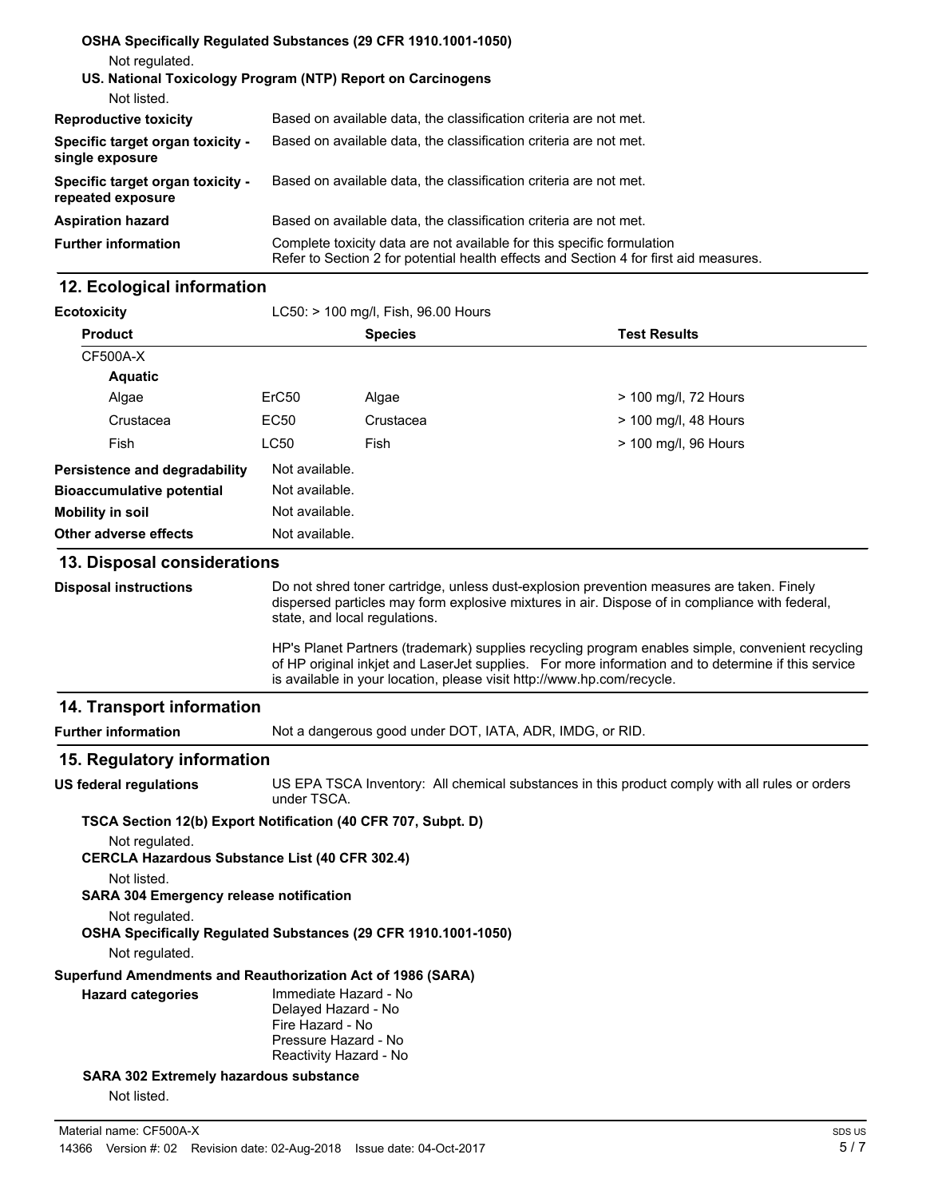**OSHA Specifically Regulated Substances (29 CFR 1910.1001-1050)**

Not regulated.

**US. National Toxicology Program (NTP) Report on Carcinogens**

Not listed.

| | |
|---|---|
| **Reproductive toxicity** | Based on available data, the classification criteria are not met. |
| **Specific target organ toxicity - single exposure** | Based on available data, the classification criteria are not met. |
| **Specific target organ toxicity - repeated exposure** | Based on available data, the classification criteria are not met. |
| **Aspiration hazard** | Based on available data, the classification criteria are not met. |
| **Further information** | Complete toxicity data are not available for this specific formulation<br>Refer to Section 2 for potential health effects and Section 4 for first aid measures. |

## 12. Ecological information

**Ecotoxicity** LC50: > 100 mg/l, Fish, 96.00 Hours

| **Product** | | **Species** | **Test Results** |
|---|---|---|---|
| CF500A-X | | | |
| **Aquatic** | | | |
| Algae | ErC50 | Algae | > 100 mg/l, 72 Hours |
| Crustacea | EC50 | Crustacea | > 100 mg/l, 48 Hours |
| Fish | LC50 | Fish | > 100 mg/l, 96 Hours |

| | |
|---|---|
| **Persistence and degradability** | Not available. |
| **Bioaccumulative potential** | Not available. |
| **Mobility in soil** | Not available. |
| **Other adverse effects** | Not available. |

## 13. Disposal considerations

**Disposal instructions**

Do not shred toner cartridge, unless dust-explosion prevention measures are taken. Finely dispersed particles may form explosive mixtures in air. Dispose of in compliance with federal, state, and local regulations.

HP's Planet Partners (trademark) supplies recycling program enables simple, convenient recycling of HP original inkjet and LaserJet supplies. For more information and to determine if this service is available in your location, please visit http://www.hp.com/recycle.

## 14. Transport information

**Further information** Not a dangerous good under DOT, IATA, ADR, IMDG, or RID.

## 15. Regulatory information

**US federal regulations** US EPA TSCA Inventory: All chemical substances in this product comply with all rules or orders under TSCA.

**TSCA Section 12(b) Export Notification (40 CFR 707, Subpt. D)**

Not regulated.

**CERCLA Hazardous Substance List (40 CFR 302.4)**

Not listed.

**SARA 304 Emergency release notification**

Not regulated.

**OSHA Specifically Regulated Substances (29 CFR 1910.1001-1050)**

Not regulated.

**Superfund Amendments and Reauthorization Act of 1986 (SARA)**

**Hazard categories**

Immediate Hazard - No
Delayed Hazard - No
Fire Hazard - No
Pressure Hazard - No
Reactivity Hazard - No

**SARA 302 Extremely hazardous substance**

Not listed.

Material name: CF500A-X
14366 Version #: 02 Revision date: 02-Aug-2018 Issue date: 04-Oct-2017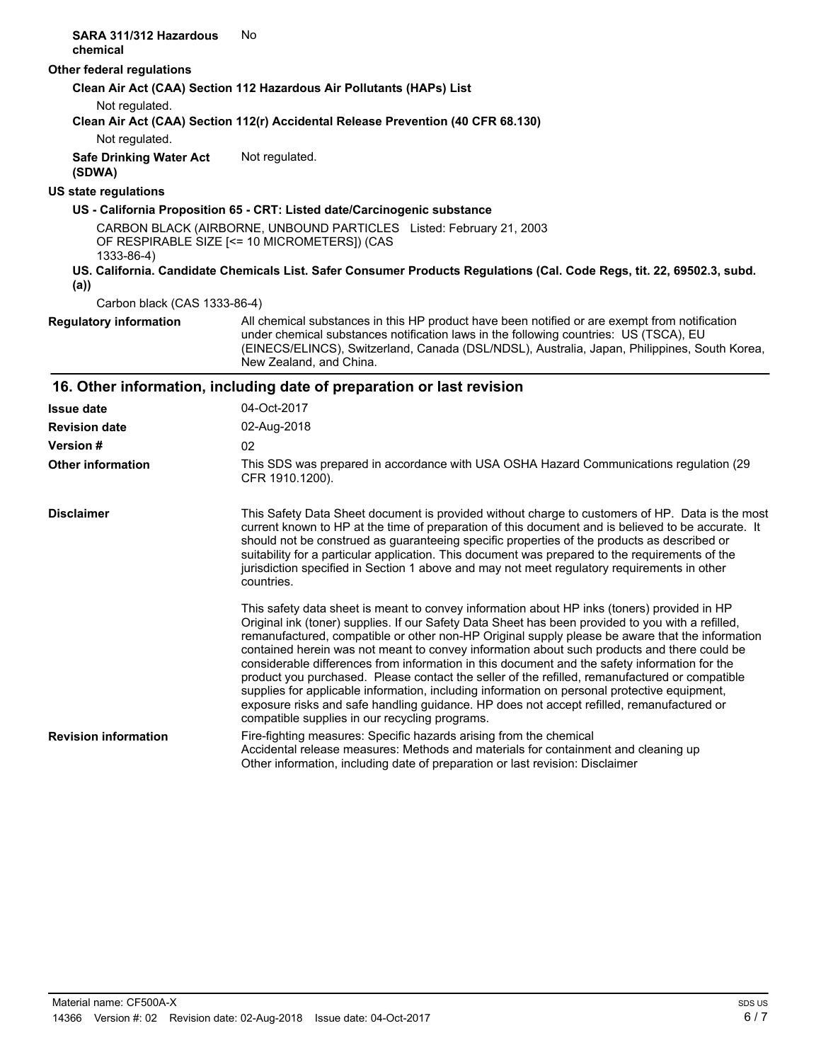**SARA 311/312 Hazardous chemical** No

**Other federal regulations**

**Clean Air Act (CAA) Section 112 Hazardous Air Pollutants (HAPs) List**

Not regulated.

**Clean Air Act (CAA) Section 112(r) Accidental Release Prevention (40 CFR 68.130)**

Not regulated.

**Safe Drinking Water Act (SDWA)** Not regulated.

**US state regulations**

**US - California Proposition 65 - CRT: Listed date/Carcinogenic substance**

CARBON BLACK (AIRBORNE, UNBOUND PARTICLES OF RESPIRABLE SIZE [<= 10 MICROMETERS]) (CAS 1333-86-4) Listed: February 21, 2003

**US. California. Candidate Chemicals List. Safer Consumer Products Regulations (Cal. Code Regs, tit. 22, 69502.3, subd. (a))**

Carbon black (CAS 1333-86-4)

**Regulatory information** All chemical substances in this HP product have been notified or are exempt from notification under chemical substances notification laws in the following countries: US (TSCA), EU (EINECS/ELINCS), Switzerland, Canada (DSL/NDSL), Australia, Japan, Philippines, South Korea, New Zealand, and China.

## 16. Other information, including date of preparation or last revision

**Issue date** 04-Oct-2017

**Revision date** 02-Aug-2018

**Version #** 02

**Other information** This SDS was prepared in accordance with USA OSHA Hazard Communications regulation (29 CFR 1910.1200).

**Disclaimer** This Safety Data Sheet document is provided without charge to customers of HP. Data is the most current known to HP at the time of preparation of this document and is believed to be accurate. It should not be construed as guaranteeing specific properties of the products as described or suitability for a particular application. This document was prepared to the requirements of the jurisdiction specified in Section 1 above and may not meet regulatory requirements in other countries.

This safety data sheet is meant to convey information about HP inks (toners) provided in HP Original ink (toner) supplies. If our Safety Data Sheet has been provided to you with a refilled, remanufactured, compatible or other non-HP Original supply please be aware that the information contained herein was not meant to convey information about such products and there could be considerable differences from information in this document and the safety information for the product you purchased. Please contact the seller of the refilled, remanufactured or compatible supplies for applicable information, including information on personal protective equipment, exposure risks and safe handling guidance. HP does not accept refilled, remanufactured or compatible supplies in our recycling programs.

**Revision information** Fire-fighting measures: Specific hazards arising from the chemical
Accidental release measures: Methods and materials for containment and cleaning up
Other information, including date of preparation or last revision: Disclaimer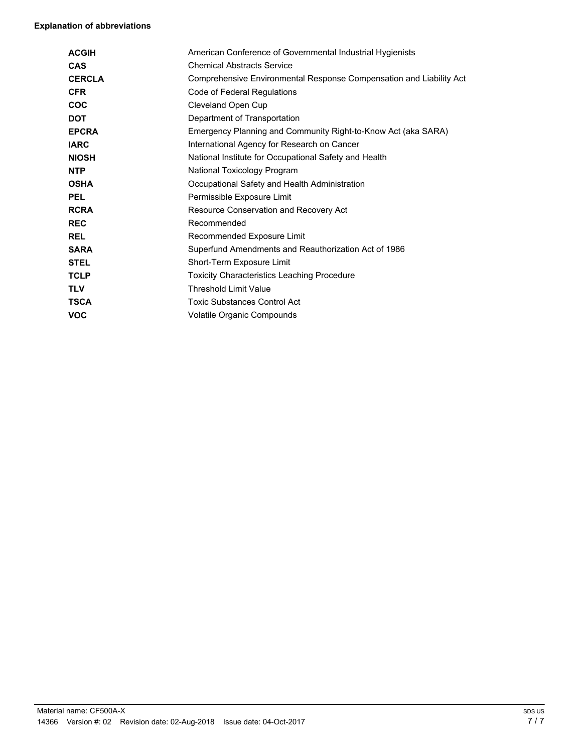**Explanation of abbreviations**

| | |
|---|---|
| **ACGIH** | American Conference of Governmental Industrial Hygienists |
| **CAS** | Chemical Abstracts Service |
| **CERCLA** | Comprehensive Environmental Response Compensation and Liability Act |
| **CFR** | Code of Federal Regulations |
| **COC** | Cleveland Open Cup |
| **DOT** | Department of Transportation |
| **EPCRA** | Emergency Planning and Community Right-to-Know Act (aka SARA) |
| **IARC** | International Agency for Research on Cancer |
| **NIOSH** | National Institute for Occupational Safety and Health |
| **NTP** | National Toxicology Program |
| **OSHA** | Occupational Safety and Health Administration |
| **PEL** | Permissible Exposure Limit |
| **RCRA** | Resource Conservation and Recovery Act |
| **REC** | Recommended |
| **REL** | Recommended Exposure Limit |
| **SARA** | Superfund Amendments and Reauthorization Act of 1986 |
| **STEL** | Short-Term Exposure Limit |
| **TCLP** | Toxicity Characteristics Leaching Procedure |
| **TLV** | Threshold Limit Value |
| **TSCA** | Toxic Substances Control Act |
| **VOC** | Volatile Organic Compounds |